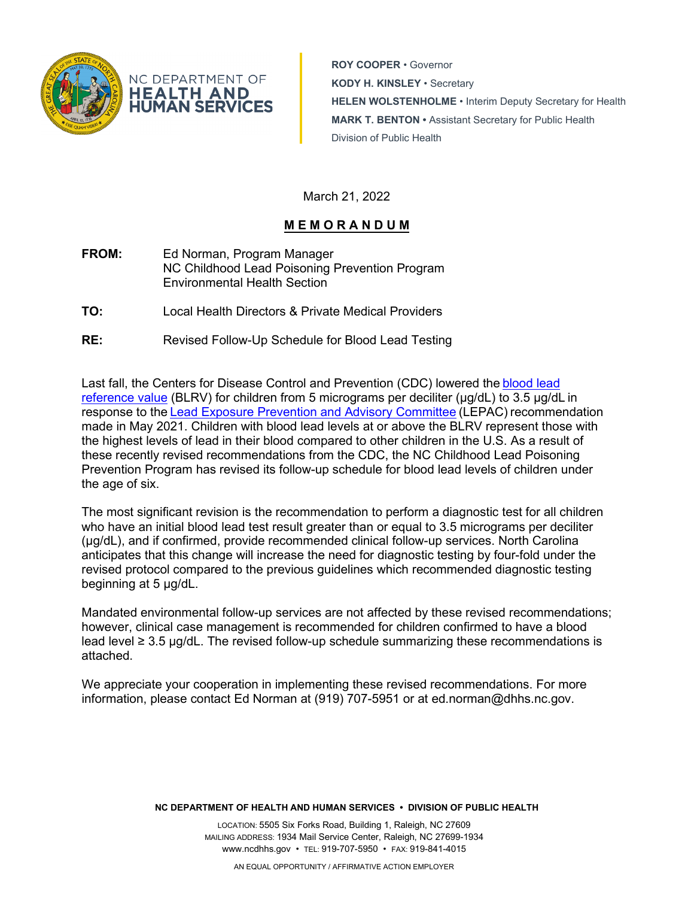NC DEPARTMENT OF
**HEALTH AND HUMAN SERVICES**

**ROY COOPER** • Governor
**KODY H. KINSLEY** • Secretary
**HELEN WOLSTENHOLME** • Interim Deputy Secretary for Health
**MARK T. BENTON** • Assistant Secretary for Public Health
Division of Public Health

March 21, 2022

# **M E M O R A N D U M**

**FROM:** Ed Norman, Program Manager
NC Childhood Lead Poisoning Prevention Program
Environmental Health Section

**TO:** Local Health Directors & Private Medical Providers

**RE:** Revised Follow-Up Schedule for Blood Lead Testing

Last fall, the Centers for Disease Control and Prevention (CDC) lowered the [blood lead reference value]() (BLRV) for children from 5 micrograms per deciliter (µg/dL) to 3.5 µg/dL in response to the [Lead Exposure Prevention and Advisory Committee]() (LEPAC) recommendation made in May 2021. Children with blood lead levels at or above the BLRV represent those with the highest levels of lead in their blood compared to other children in the U.S. As a result of these recently revised recommendations from the CDC, the NC Childhood Lead Poisoning Prevention Program has revised its follow-up schedule for blood lead levels of children under the age of six.

The most significant revision is the recommendation to perform a diagnostic test for all children who have an initial blood lead test result greater than or equal to 3.5 micrograms per deciliter (µg/dL), and if confirmed, provide recommended clinical follow-up services. North Carolina anticipates that this change will increase the need for diagnostic testing by four-fold under the revised protocol compared to the previous guidelines which recommended diagnostic testing beginning at 5 µg/dL.

Mandated environmental follow-up services are not affected by these revised recommendations; however, clinical case management is recommended for children confirmed to have a blood lead level ≥ 3.5 µg/dL. The revised follow-up schedule summarizing these recommendations is attached.

We appreciate your cooperation in implementing these revised recommendations. For more information, please contact Ed Norman at (919) 707-5951 or at ed.norman@dhhs.nc.gov.

**NC DEPARTMENT OF HEALTH AND HUMAN SERVICES • DIVISION OF PUBLIC HEALTH**

LOCATION: 5505 Six Forks Road, Building 1, Raleigh, NC 27609
MAILING ADDRESS: 1934 Mail Service Center, Raleigh, NC 27699-1934
www.ncdhhs.gov • TEL: 919-707-5950 • FAX: 919-841-4015

AN EQUAL OPPORTUNITY / AFFIRMATIVE ACTION EMPLOYER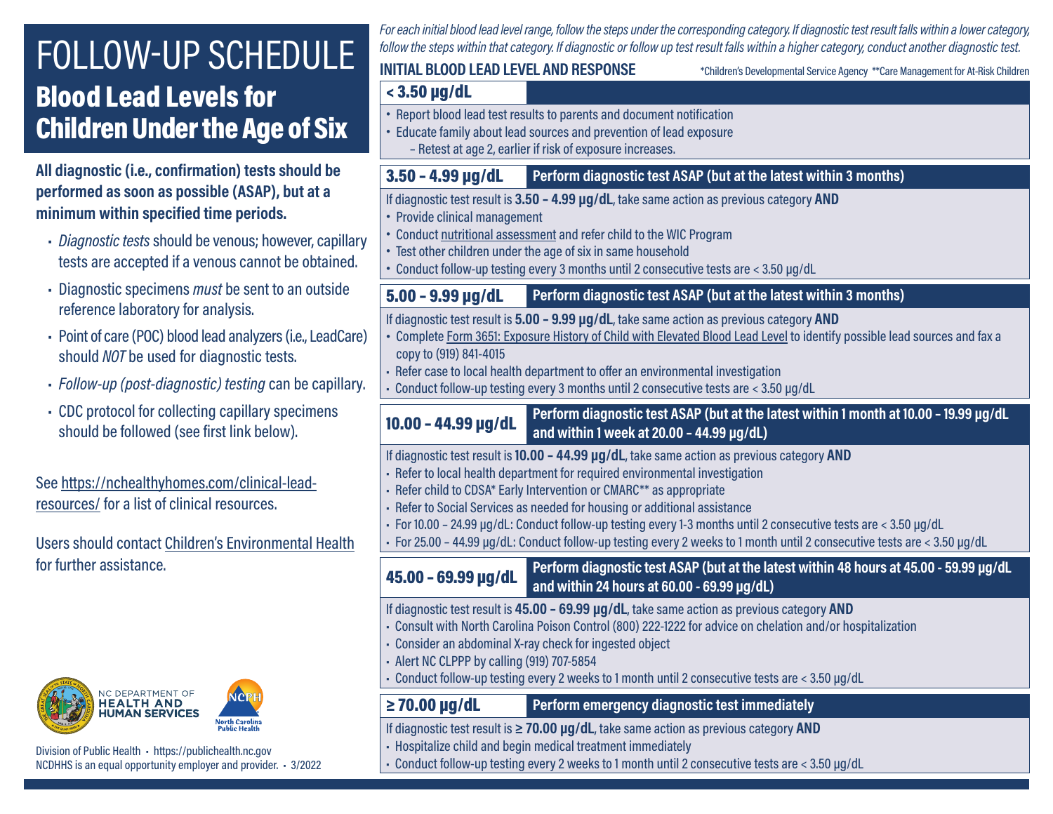# FOLLOW-UP SCHEDULE

## Blood Lead Levels for Children Under the Age of Six

**All diagnostic (i.e., confirmation) tests should be performed as soon as possible (ASAP), but at a minimum within specified time periods.**

- *Diagnostic tests* should be venous; however, capillary tests are accepted if a venous cannot be obtained.
- Diagnostic specimens *must* be sent to an outside reference laboratory for analysis.
- Point of care (POC) blood lead analyzers (i.e., LeadCare) should *NOT* be used for diagnostic tests.
- *Follow-up (post-diagnostic) testing* can be capillary.
- CDC protocol for collecting capillary specimens should be followed (see first link below).

See https://nchealthyhomes.com/clinical-lead-resources/ for a list of clinical resources.

Users should contact Children's Environmental Health for further assistance.

NC DEPARTMENT OF HEALTH AND HUMAN SERVICES

NCPH North Carolina Public Health

Division of Public Health • https://publichealth.nc.gov
NCDHHS is an equal opportunity employer and provider. • 3/2022

*For each initial blood lead level range, follow the steps under the corresponding category. If diagnostic test result falls within a lower category, follow the steps within that category. If diagnostic or follow up test result falls within a higher category, conduct another diagnostic test.*

**INITIAL BLOOD LEAD LEVEL AND RESPONSE**

*Children's Developmental Service Agency **Care Management for At-Risk Children

### < 3.50 µg/dL

- Report blood lead test results to parents and document notification
- Educate family about lead sources and prevention of lead exposure
  - Retest at age 2, earlier if risk of exposure increases.

### 3.50 – 4.99 µg/dL — Perform diagnostic test ASAP (but at the latest within 3 months)

If diagnostic test result is **3.50 – 4.99 µg/dL**, take same action as previous category **AND**

- Provide clinical management
- Conduct nutritional assessment and refer child to the WIC Program
- Test other children under the age of six in same household
- Conduct follow-up testing every 3 months until 2 consecutive tests are < 3.50 µg/dL

### 5.00 – 9.99 µg/dL — Perform diagnostic test ASAP (but at the latest within 3 months)

If diagnostic test result is **5.00 – 9.99 µg/dL**, take same action as previous category **AND**

- Complete Form 3651: Exposure History of Child with Elevated Blood Lead Level to identify possible lead sources and fax a copy to (919) 841-4015
- Refer case to local health department to offer an environmental investigation
- Conduct follow-up testing every 3 months until 2 consecutive tests are < 3.50 µg/dL

### 10.00 – 44.99 µg/dL — Perform diagnostic test ASAP (but at the latest within 1 month at 10.00 – 19.99 µg/dL and within 1 week at 20.00 – 44.99 µg/dL)

If diagnostic test result is **10.00 – 44.99 µg/dL**, take same action as previous category **AND**

- Refer to local health department for required environmental investigation
- Refer child to CDSA* Early Intervention or CMARC** as appropriate
- Refer to Social Services as needed for housing or additional assistance
- For 10.00 – 24.99 µg/dL: Conduct follow-up testing every 1-3 months until 2 consecutive tests are < 3.50 µg/dL
- For 25.00 – 44.99 µg/dL: Conduct follow-up testing every 2 weeks to 1 month until 2 consecutive tests are < 3.50 µg/dL

### 45.00 – 69.99 µg/dL — Perform diagnostic test ASAP (but at the latest within 48 hours at 45.00 - 59.99 µg/dL and within 24 hours at 60.00 - 69.99 µg/dL)

If diagnostic test result is **45.00 – 69.99 µg/dL**, take same action as previous category **AND**

- Consult with North Carolina Poison Control (800) 222-1222 for advice on chelation and/or hospitalization
- Consider an abdominal X-ray check for ingested object
- Alert NC CLPPP by calling (919) 707-5854
- Conduct follow-up testing every 2 weeks to 1 month until 2 consecutive tests are < 3.50 µg/dL

### ≥ 70.00 µg/dL — Perform emergency diagnostic test immediately

If diagnostic test result is **≥ 70.00 µg/dL**, take same action as previous category **AND**

- Hospitalize child and begin medical treatment immediately
- Conduct follow-up testing every 2 weeks to 1 month until 2 consecutive tests are < 3.50 µg/dL